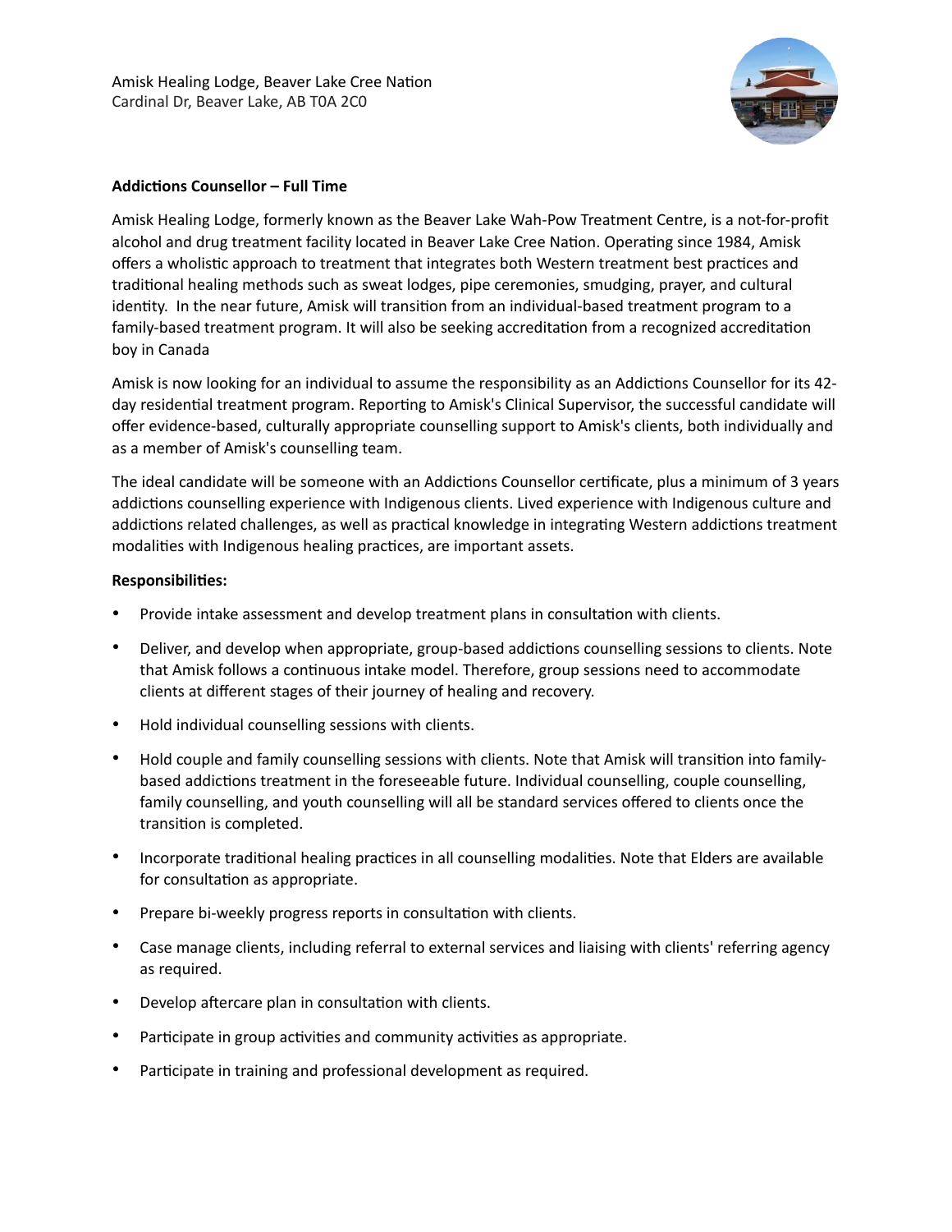Amisk Healing Lodge, Beaver Lake Cree Nation
Cardinal Dr, Beaver Lake, AB T0A 2C0

**Addictions Counsellor – Full Time**

Amisk Healing Lodge, formerly known as the Beaver Lake Wah-Pow Treatment Centre, is a not-for-profit alcohol and drug treatment facility located in Beaver Lake Cree Nation. Operating since 1984, Amisk offers a wholistic approach to treatment that integrates both Western treatment best practices and traditional healing methods such as sweat lodges, pipe ceremonies, smudging, prayer, and cultural identity. In the near future, Amisk will transition from an individual-based treatment program to a family-based treatment program. It will also be seeking accreditation from a recognized accreditation boy in Canada

Amisk is now looking for an individual to assume the responsibility as an Addictions Counsellor for its 42-day residential treatment program. Reporting to Amisk's Clinical Supervisor, the successful candidate will offer evidence-based, culturally appropriate counselling support to Amisk's clients, both individually and as a member of Amisk's counselling team.

The ideal candidate will be someone with an Addictions Counsellor certificate, plus a minimum of 3 years addictions counselling experience with Indigenous clients. Lived experience with Indigenous culture and addictions related challenges, as well as practical knowledge in integrating Western addictions treatment modalities with Indigenous healing practices, are important assets.

**Responsibilities:**

- Provide intake assessment and develop treatment plans in consultation with clients.
- Deliver, and develop when appropriate, group-based addictions counselling sessions to clients. Note that Amisk follows a continuous intake model. Therefore, group sessions need to accommodate clients at different stages of their journey of healing and recovery.
- Hold individual counselling sessions with clients.
- Hold couple and family counselling sessions with clients. Note that Amisk will transition into family-based addictions treatment in the foreseeable future. Individual counselling, couple counselling, family counselling, and youth counselling will all be standard services offered to clients once the transition is completed.
- Incorporate traditional healing practices in all counselling modalities. Note that Elders are available for consultation as appropriate.
- Prepare bi-weekly progress reports in consultation with clients.
- Case manage clients, including referral to external services and liaising with clients' referring agency as required.
- Develop aftercare plan in consultation with clients.
- Participate in group activities and community activities as appropriate.
- Participate in training and professional development as required.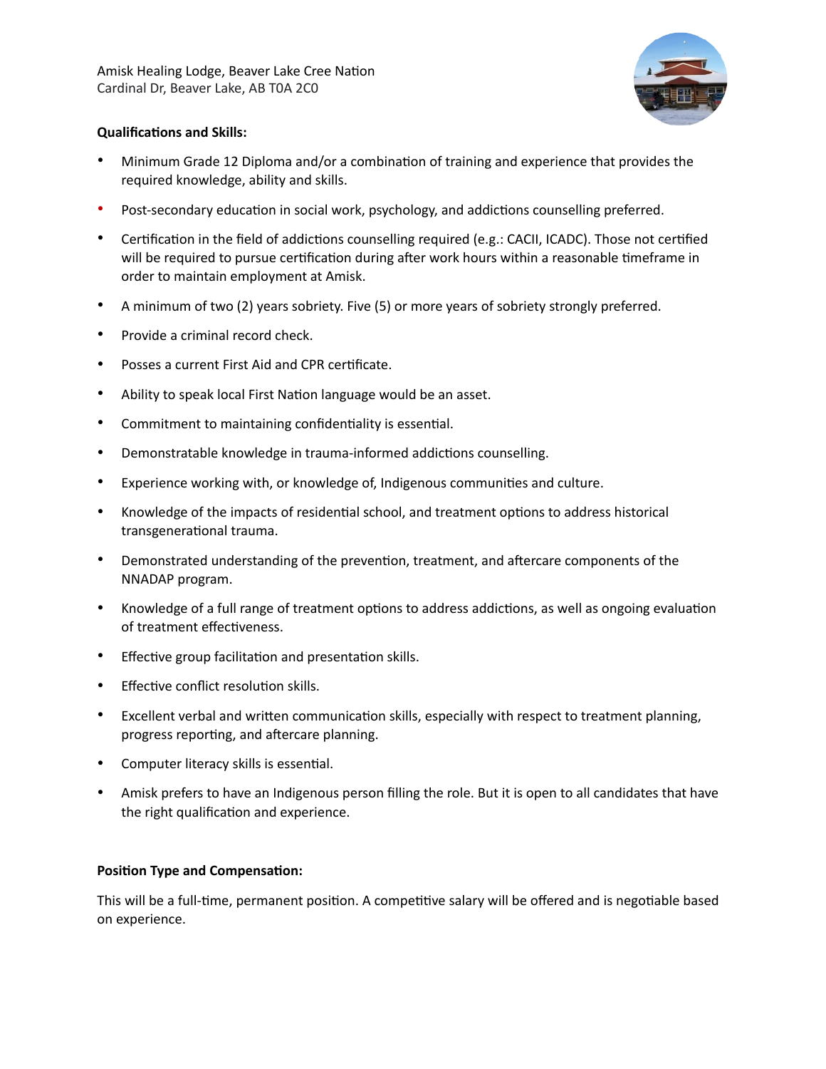Amisk Healing Lodge, Beaver Lake Cree Nation
Cardinal Dr, Beaver Lake, AB T0A 2C0

**Qualifications and Skills:**

- Minimum Grade 12 Diploma and/or a combination of training and experience that provides the required knowledge, ability and skills.
- Post-secondary education in social work, psychology, and addictions counselling preferred.
- Certification in the field of addictions counselling required (e.g.: CACII, ICADC). Those not certified will be required to pursue certification during after work hours within a reasonable timeframe in order to maintain employment at Amisk.
- A minimum of two (2) years sobriety. Five (5) or more years of sobriety strongly preferred.
- Provide a criminal record check.
- Posses a current First Aid and CPR certificate.
- Ability to speak local First Nation language would be an asset.
- Commitment to maintaining confidentiality is essential.
- Demonstratable knowledge in trauma-informed addictions counselling.
- Experience working with, or knowledge of, Indigenous communities and culture.
- Knowledge of the impacts of residential school, and treatment options to address historical transgenerational trauma.
- Demonstrated understanding of the prevention, treatment, and aftercare components of the NNADAP program.
- Knowledge of a full range of treatment options to address addictions, as well as ongoing evaluation of treatment effectiveness.
- Effective group facilitation and presentation skills.
- Effective conflict resolution skills.
- Excellent verbal and written communication skills, especially with respect to treatment planning, progress reporting, and aftercare planning.
- Computer literacy skills is essential.
- Amisk prefers to have an Indigenous person filling the role. But it is open to all candidates that have the right qualification and experience.

**Position Type and Compensation:**

This will be a full-time, permanent position. A competitive salary will be offered and is negotiable based on experience.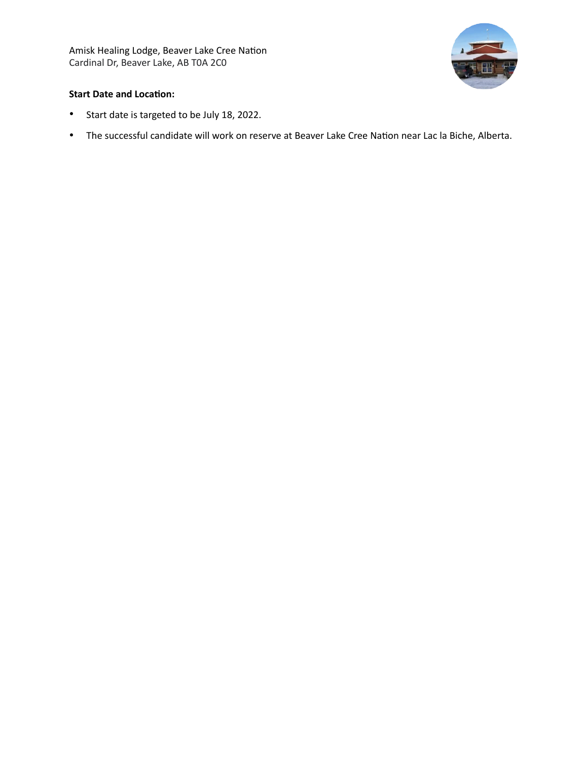**Start Date and Location:**

- Start date is targeted to be July 18, 2022.
- The successful candidate will work on reserve at Beaver Lake Cree Nation near Lac la Biche, Alberta.